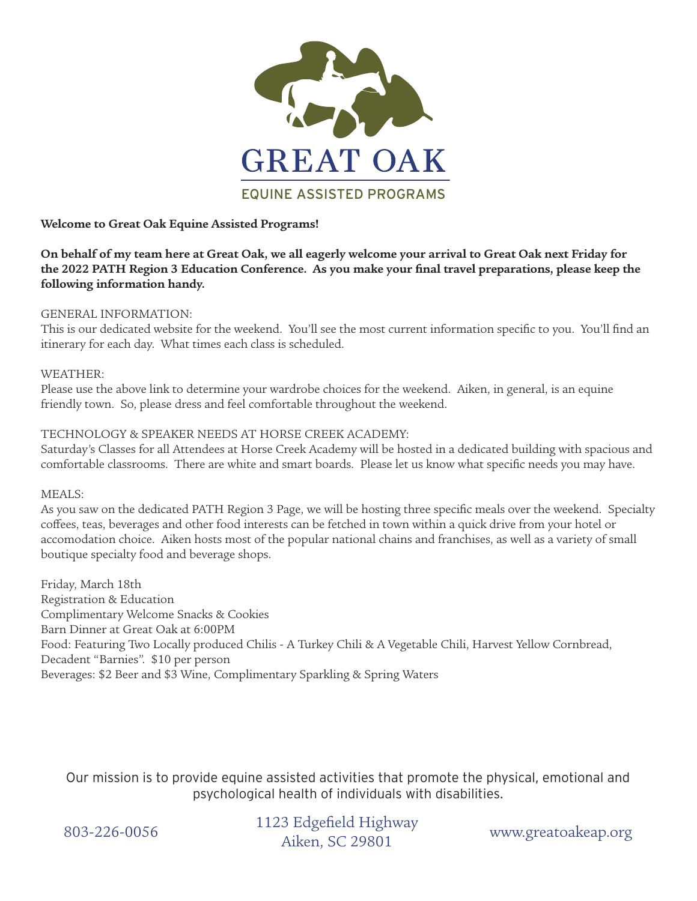GREAT OAK

EQUINE ASSISTED PROGRAMS

**Welcome to Great Oak Equine Assisted Programs!**

**On behalf of my team here at Great Oak, we all eagerly welcome your arrival to Great Oak next Friday for the 2022 PATH Region 3 Education Conference. As you make your final travel preparations, please keep the following information handy.**

GENERAL INFORMATION:
This is our dedicated website for the weekend. You'll see the most current information specific to you. You'll find an itinerary for each day. What times each class is scheduled.

WEATHER:
Please use the above link to determine your wardrobe choices for the weekend. Aiken, in general, is an equine friendly town. So, please dress and feel comfortable throughout the weekend.

TECHNOLOGY & SPEAKER NEEDS AT HORSE CREEK ACADEMY:
Saturday's Classes for all Attendees at Horse Creek Academy will be hosted in a dedicated building with spacious and comfortable classrooms. There are white and smart boards. Please let us know what specific needs you may have.

MEALS:
As you saw on the dedicated PATH Region 3 Page, we will be hosting three specific meals over the weekend. Specialty coffees, teas, beverages and other food interests can be fetched in town within a quick drive from your hotel or accomodation choice. Aiken hosts most of the popular national chains and franchises, as well as a variety of small boutique specialty food and beverage shops.

Friday, March 18th
Registration & Education
Complimentary Welcome Snacks & Cookies
Barn Dinner at Great Oak at 6:00PM
Food: Featuring Two Locally produced Chilis - A Turkey Chili & A Vegetable Chili, Harvest Yellow Cornbread, Decadent "Barnies". $10 per person
Beverages: $2 Beer and $3 Wine, Complimentary Sparkling & Spring Waters

Our mission is to provide equine assisted activities that promote the physical, emotional and psychological health of individuals with disabilities.

803-226-0056 | 1123 Edgefield Highway, Aiken, SC 29801 | www.greatoakeap.org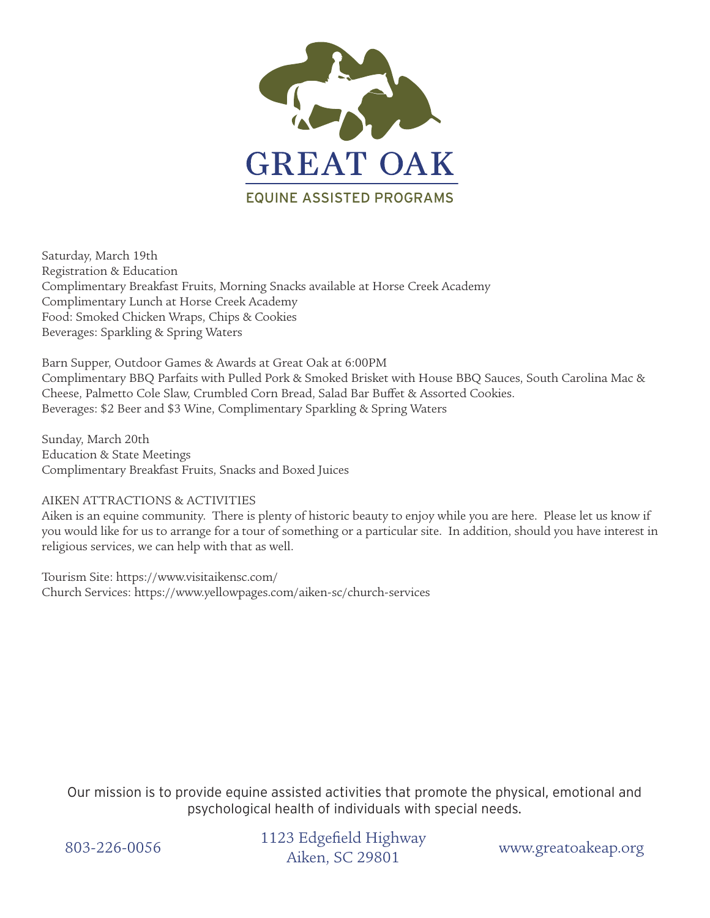# GREAT OAK

EQUINE ASSISTED PROGRAMS

Saturday, March 19th
Registration & Education
Complimentary Breakfast Fruits, Morning Snacks available at Horse Creek Academy
Complimentary Lunch at Horse Creek Academy
Food: Smoked Chicken Wraps, Chips & Cookies
Beverages: Sparkling & Spring Waters

Barn Supper, Outdoor Games & Awards at Great Oak at 6:00PM
Complimentary BBQ Parfaits with Pulled Pork & Smoked Brisket with House BBQ Sauces, South Carolina Mac & Cheese, Palmetto Cole Slaw, Crumbled Corn Bread, Salad Bar Buffet & Assorted Cookies.
Beverages: $2 Beer and $3 Wine, Complimentary Sparkling & Spring Waters

Sunday, March 20th
Education & State Meetings
Complimentary Breakfast Fruits, Snacks and Boxed Juices

AIKEN ATTRACTIONS & ACTIVITIES
Aiken is an equine community. There is plenty of historic beauty to enjoy while you are here. Please let us know if you would like for us to arrange for a tour of something or a particular site. In addition, should you have interest in religious services, we can help with that as well.

Tourism Site: https://www.visitaikensc.com/
Church Services: https://www.yellowpages.com/aiken-sc/church-services

Our mission is to provide equine assisted activities that promote the physical, emotional and psychological health of individuals with special needs.

803-226-0056 | 1123 Edgefield Highway, Aiken, SC 29801 | www.greatoakeap.org